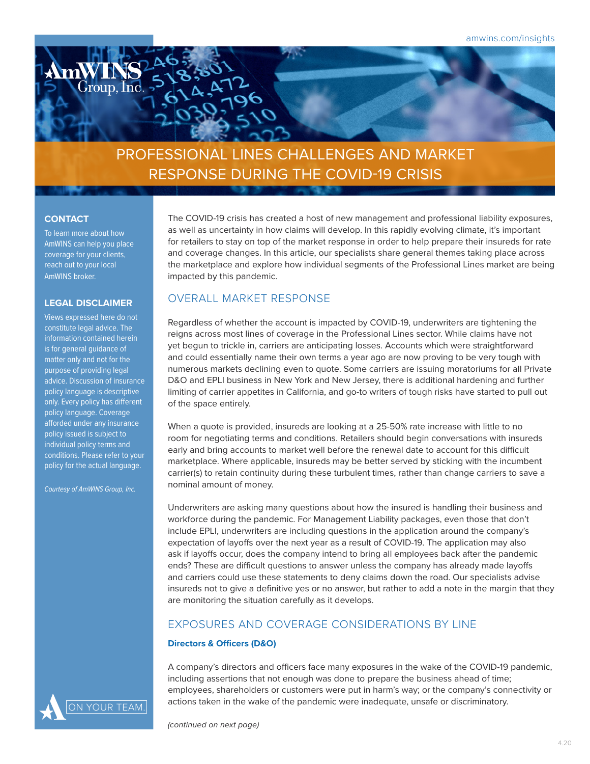# PROFESSIONAL LINES CHALLENGES AND MARKET RESPONSE DURING THE COVID-19 CRISIS

The COVID-19 crisis has created a host of new management and professional liability exposures, as well as uncertainty in how claims will develop. In this rapidly evolving climate, it's important for retailers to stay on top of the market response in order to help prepare their insureds for rate and coverage changes. In this article, our specialists share general themes taking place across the marketplace and explore how individual segments of the Professional Lines market are being impacted by this pandemic.

## OVERALL MARKET RESPONSE

Regardless of whether the account is impacted by COVID-19, underwriters are tightening the reigns across most lines of coverage in the Professional Lines sector. While claims have not yet begun to trickle in, carriers are anticipating losses. Accounts which were straightforward and could essentially name their own terms a year ago are now proving to be very tough with numerous markets declining even to quote. Some carriers are issuing moratoriums for all Private D&O and EPLI business in New York and New Jersey, there is additional hardening and further limiting of carrier appetites in California, and go-to writers of tough risks have started to pull out of the space entirely.

When a quote is provided, insureds are looking at a 25-50% rate increase with little to no room for negotiating terms and conditions. Retailers should begin conversations with insureds early and bring accounts to market well before the renewal date to account for this difficult marketplace. Where applicable, insureds may be better served by sticking with the incumbent carrier(s) to retain continuity during these turbulent times, rather than change carriers to save a nominal amount of money.

Underwriters are asking many questions about how the insured is handling their business and workforce during the pandemic. For Management Liability packages, even those that don't include EPLI, underwriters are including questions in the application around the company's expectation of layoffs over the next year as a result of COVID-19. The application may also ask if layoffs occur, does the company intend to bring all employees back after the pandemic ends? These are difficult questions to answer unless the company has already made layoffs and carriers could use these statements to deny claims down the road. Our specialists advise insureds not to give a definitive yes or no answer, but rather to add a note in the margin that they are monitoring the situation carefully as it develops.

## EXPOSURES AND COVERAGE CONSIDERATIONS BY LINE

### Directors & Officers (D&O)

A company's directors and officers face many exposures in the wake of the COVID-19 pandemic, including assertions that not enough was done to prepare the business ahead of time; employees, shareholders or customers were put in harm's way; or the company's connectivity or actions taken in the wake of the pandemic were inadequate, unsafe or discriminatory.

*(continued on next page)*

**CONTACT**

To learn more about how AmWINS can help you place coverage for your clients, reach out to your local AmWINS broker.

**LEGAL DISCLAIMER**

Views expressed here do not constitute legal advice. The information contained herein is for general guidance of matter only and not for the purpose of providing legal advice. Discussion of insurance policy language is descriptive only. Every policy has different policy language. Coverage afforded under any insurance policy issued is subject to individual policy terms and conditions. Please refer to your policy for the actual language.

*Courtesy of AmWINS Group, Inc.*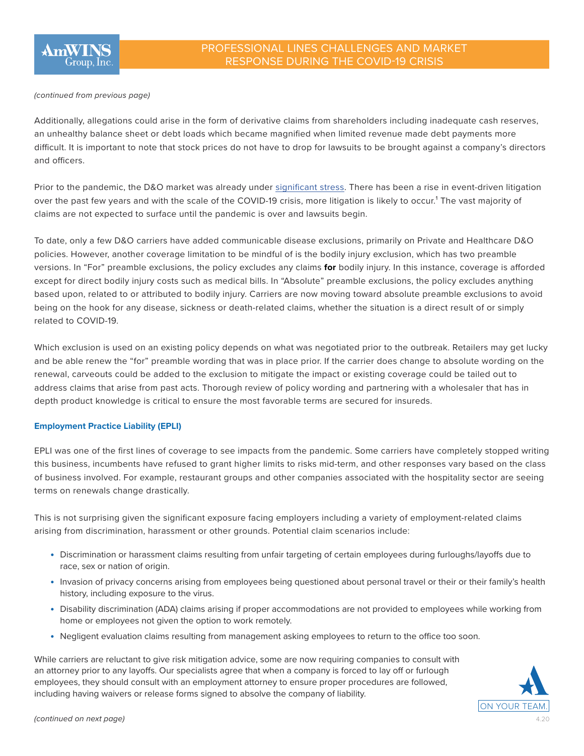*(continued from previous page)*

Additionally, allegations could arise in the form of derivative claims from shareholders including inadequate cash reserves, an unhealthy balance sheet or debt loads which became magnified when limited revenue made debt payments more difficult. It is important to note that stock prices do not have to drop for lawsuits to be brought against a company's directors and officers.

Prior to the pandemic, the D&O market was already under significant stress. There has been a rise in event-driven litigation over the past few years and with the scale of the COVID-19 crisis, more litigation is likely to occur.[1] The vast majority of claims are not expected to surface until the pandemic is over and lawsuits begin.

To date, only a few D&O carriers have added communicable disease exclusions, primarily on Private and Healthcare D&O policies. However, another coverage limitation to be mindful of is the bodily injury exclusion, which has two preamble versions. In "For" preamble exclusions, the policy excludes any claims **for** bodily injury. In this instance, coverage is afforded except for direct bodily injury costs such as medical bills. In "Absolute" preamble exclusions, the policy excludes anything based upon, related to or attributed to bodily injury. Carriers are now moving toward absolute preamble exclusions to avoid being on the hook for any disease, sickness or death-related claims, whether the situation is a direct result of or simply related to COVID-19.

Which exclusion is used on an existing policy depends on what was negotiated prior to the outbreak. Retailers may get lucky and be able renew the "for" preamble wording that was in place prior. If the carrier does change to absolute wording on the renewal, carveouts could be added to the exclusion to mitigate the impact or existing coverage could be tailed out to address claims that arise from past acts. Thorough review of policy wording and partnering with a wholesaler that has in depth product knowledge is critical to ensure the most favorable terms are secured for insureds.

### Employment Practice Liability (EPLI)

EPLI was one of the first lines of coverage to see impacts from the pandemic. Some carriers have completely stopped writing this business, incumbents have refused to grant higher limits to risks mid-term, and other responses vary based on the class of business involved. For example, restaurant groups and other companies associated with the hospitality sector are seeing terms on renewals change drastically.

This is not surprising given the significant exposure facing employers including a variety of employment-related claims arising from discrimination, harassment or other grounds. Potential claim scenarios include:

- Discrimination or harassment claims resulting from unfair targeting of certain employees during furloughs/layoffs due to race, sex or nation of origin.
- Invasion of privacy concerns arising from employees being questioned about personal travel or their or their family's health history, including exposure to the virus.
- Disability discrimination (ADA) claims arising if proper accommodations are not provided to employees while working from home or employees not given the option to work remotely.
- Negligent evaluation claims resulting from management asking employees to return to the office too soon.

While carriers are reluctant to give risk mitigation advice, some are now requiring companies to consult with an attorney prior to any layoffs. Our specialists agree that when a company is forced to lay off or furlough employees, they should consult with an employment attorney to ensure proper procedures are followed, including having waivers or release forms signed to absolve the company of liability.

*(continued on next page)*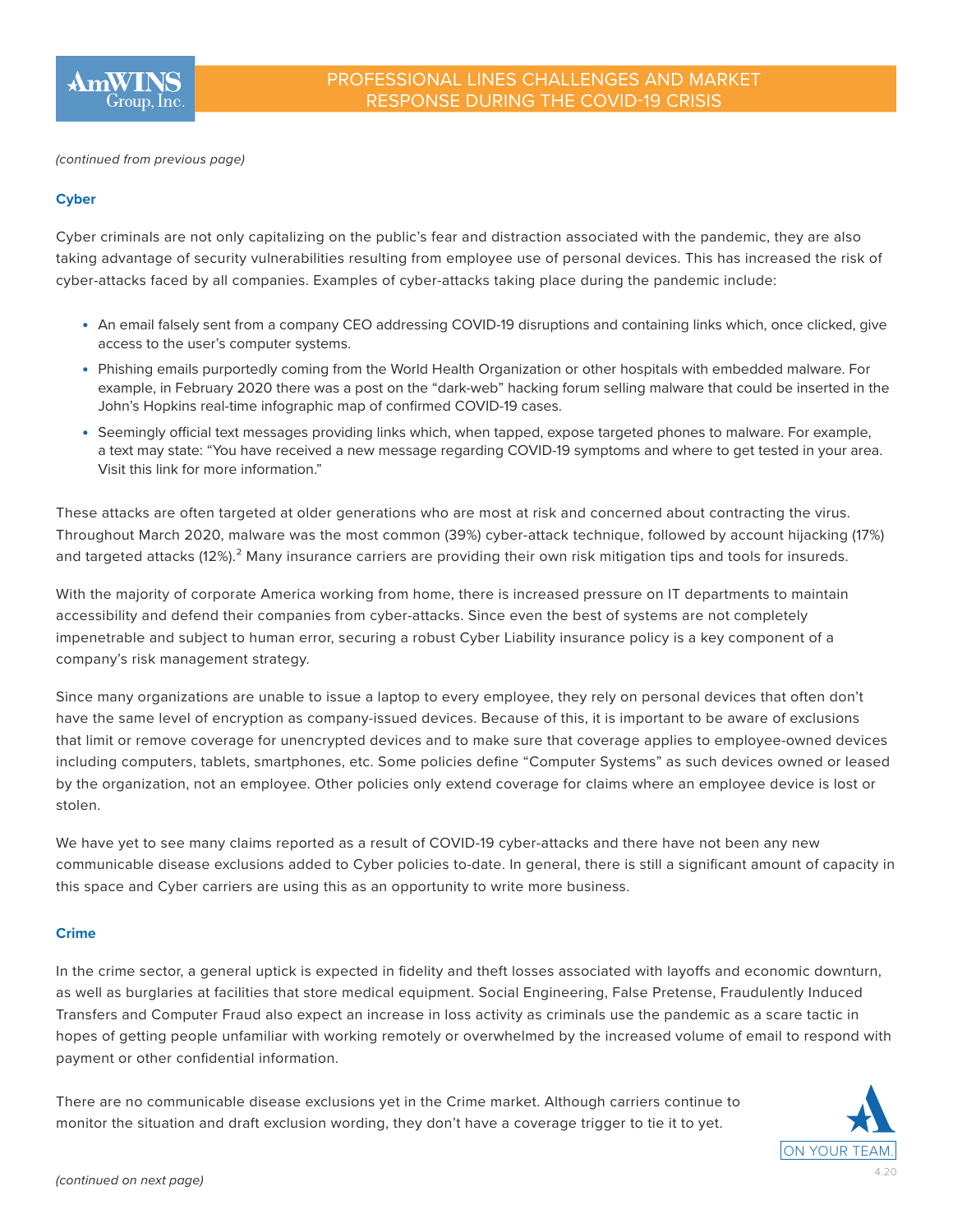*(continued from previous page)*

### Cyber

Cyber criminals are not only capitalizing on the public's fear and distraction associated with the pandemic, they are also taking advantage of security vulnerabilities resulting from employee use of personal devices. This has increased the risk of cyber-attacks faced by all companies. Examples of cyber-attacks taking place during the pandemic include:

- An email falsely sent from a company CEO addressing COVID-19 disruptions and containing links which, once clicked, give access to the user's computer systems.
- Phishing emails purportedly coming from the World Health Organization or other hospitals with embedded malware. For example, in February 2020 there was a post on the "dark-web" hacking forum selling malware that could be inserted in the John's Hopkins real-time infographic map of confirmed COVID-19 cases.
- Seemingly official text messages providing links which, when tapped, expose targeted phones to malware. For example, a text may state: "You have received a new message regarding COVID-19 symptoms and where to get tested in your area. Visit this link for more information."

These attacks are often targeted at older generations who are most at risk and concerned about contracting the virus. Throughout March 2020, malware was the most common (39%) cyber-attack technique, followed by account hijacking (17%) and targeted attacks (12%).[2] Many insurance carriers are providing their own risk mitigation tips and tools for insureds.

With the majority of corporate America working from home, there is increased pressure on IT departments to maintain accessibility and defend their companies from cyber-attacks. Since even the best of systems are not completely impenetrable and subject to human error, securing a robust Cyber Liability insurance policy is a key component of a company's risk management strategy.

Since many organizations are unable to issue a laptop to every employee, they rely on personal devices that often don't have the same level of encryption as company-issued devices. Because of this, it is important to be aware of exclusions that limit or remove coverage for unencrypted devices and to make sure that coverage applies to employee-owned devices including computers, tablets, smartphones, etc. Some policies define "Computer Systems" as such devices owned or leased by the organization, not an employee. Other policies only extend coverage for claims where an employee device is lost or stolen.

We have yet to see many claims reported as a result of COVID-19 cyber-attacks and there have not been any new communicable disease exclusions added to Cyber policies to-date. In general, there is still a significant amount of capacity in this space and Cyber carriers are using this as an opportunity to write more business.

### Crime

In the crime sector, a general uptick is expected in fidelity and theft losses associated with layoffs and economic downturn, as well as burglaries at facilities that store medical equipment. Social Engineering, False Pretense, Fraudulently Induced Transfers and Computer Fraud also expect an increase in loss activity as criminals use the pandemic as a scare tactic in hopes of getting people unfamiliar with working remotely or overwhelmed by the increased volume of email to respond with payment or other confidential information.

There are no communicable disease exclusions yet in the Crime market. Although carriers continue to monitor the situation and draft exclusion wording, they don't have a coverage trigger to tie it to yet.

*(continued on next page)*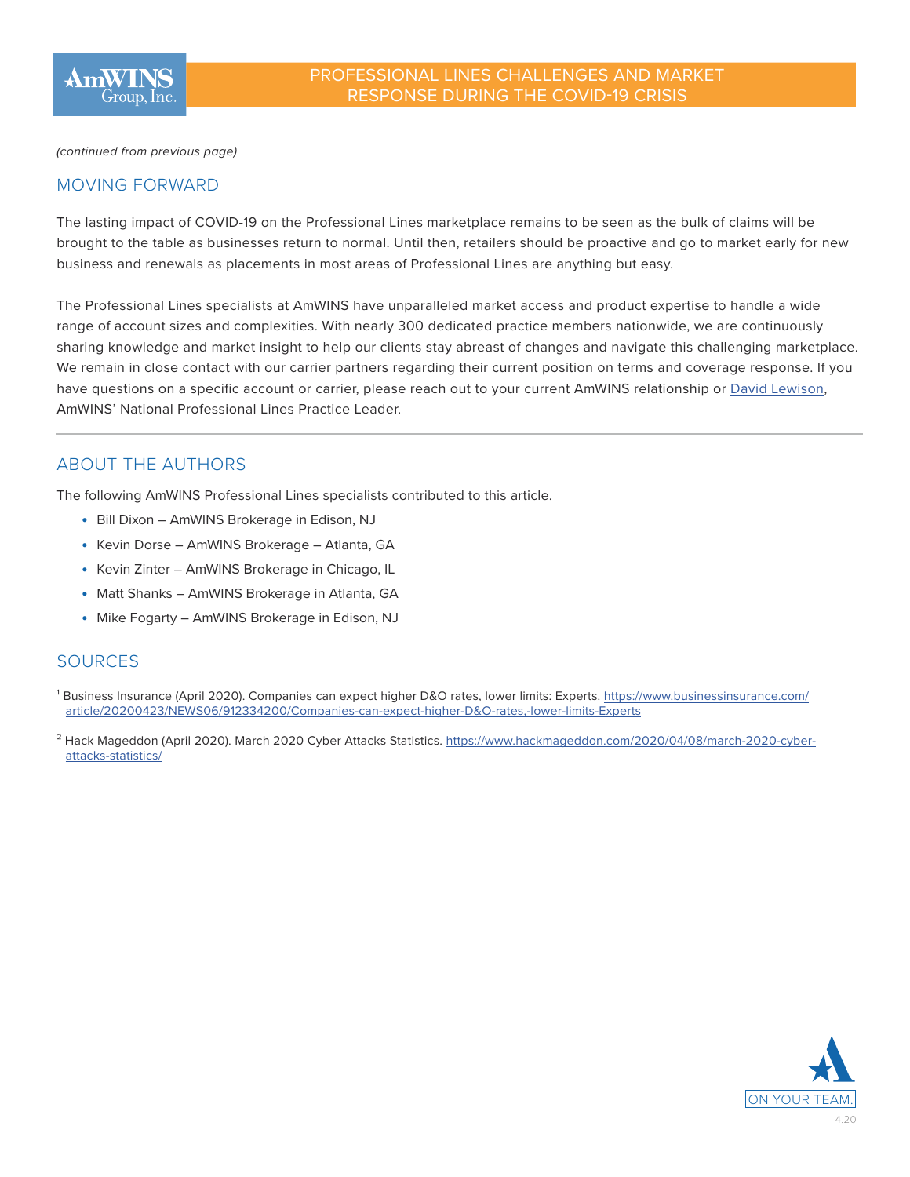*(continued from previous page)*

## MOVING FORWARD

The lasting impact of COVID-19 on the Professional Lines marketplace remains to be seen as the bulk of claims will be brought to the table as businesses return to normal. Until then, retailers should be proactive and go to market early for new business and renewals as placements in most areas of Professional Lines are anything but easy.

The Professional Lines specialists at AmWINS have unparalleled market access and product expertise to handle a wide range of account sizes and complexities. With nearly 300 dedicated practice members nationwide, we are continuously sharing knowledge and market insight to help our clients stay abreast of changes and navigate this challenging marketplace. We remain in close contact with our carrier partners regarding their current position on terms and coverage response. If you have questions on a specific account or carrier, please reach out to your current AmWINS relationship or David Lewison, AmWINS' National Professional Lines Practice Leader.

---

## ABOUT THE AUTHORS

The following AmWINS Professional Lines specialists contributed to this article.

- Bill Dixon – AmWINS Brokerage in Edison, NJ
- Kevin Dorse – AmWINS Brokerage – Atlanta, GA
- Kevin Zinter – AmWINS Brokerage in Chicago, IL
- Matt Shanks – AmWINS Brokerage in Atlanta, GA
- Mike Fogarty – AmWINS Brokerage in Edison, NJ

## SOURCES

[1] Business Insurance (April 2020). Companies can expect higher D&O rates, lower limits: Experts. https://www.businessinsurance.com/article/20200423/NEWS06/912334200/Companies-can-expect-higher-D&O-rates,-lower-limits-Experts

[2] Hack Mageddon (April 2020). March 2020 Cyber Attacks Statistics. https://www.hackmageddon.com/2020/04/08/march-2020-cyber-attacks-statistics/

ON YOUR TEAM.

4.20